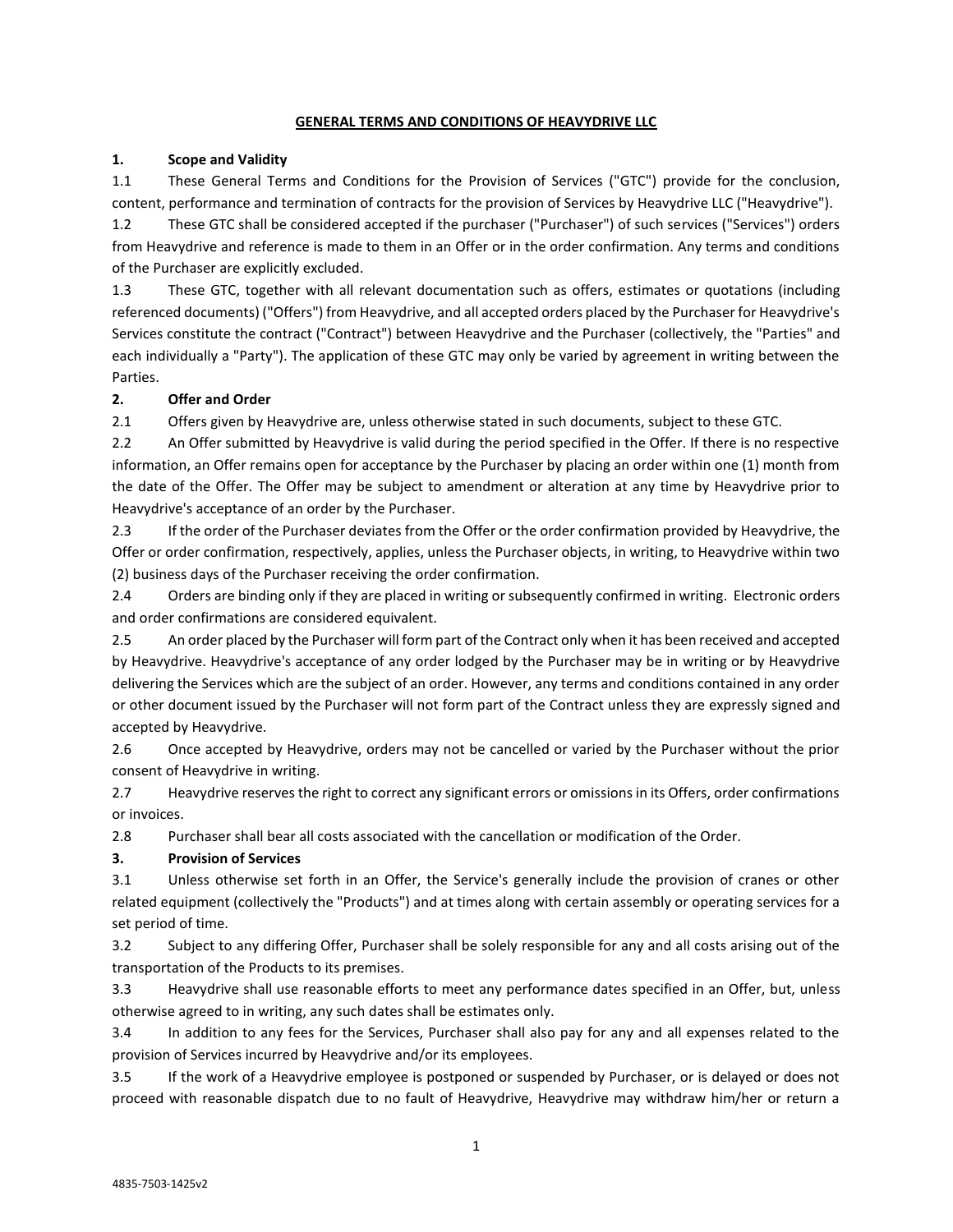# GENERAL TERMS AND CONDITIONS OF HEAVYDRIVE LLC

## 1. Scope and Validity

1.1 These General Terms and Conditions for the Provision of Services ("GTC") provide for the conclusion, content, performance and termination of contracts for the provision of Services by Heavydrive LLC ("Heavydrive").

1.2 These GTC shall be considered accepted if the purchaser ("Purchaser") of such services ("Services") orders from Heavydrive and reference is made to them in an Offer or in the order confirmation. Any terms and conditions of the Purchaser are explicitly excluded.

1.3 These GTC, together with all relevant documentation such as offers, estimates or quotations (including referenced documents) ("Offers") from Heavydrive, and all accepted orders placed by the Purchaser for Heavydrive's Services constitute the contract ("Contract") between Heavydrive and the Purchaser (collectively, the "Parties" and each individually a "Party"). The application of these GTC may only be varied by agreement in writing between the Parties.

## 2. Offer and Order

2.1 Offers given by Heavydrive are, unless otherwise stated in such documents, subject to these GTC.

2.2 An Offer submitted by Heavydrive is valid during the period specified in the Offer. If there is no respective information, an Offer remains open for acceptance by the Purchaser by placing an order within one (1) month from the date of the Offer. The Offer may be subject to amendment or alteration at any time by Heavydrive prior to Heavydrive's acceptance of an order by the Purchaser.

2.3 If the order of the Purchaser deviates from the Offer or the order confirmation provided by Heavydrive, the Offer or order confirmation, respectively, applies, unless the Purchaser objects, in writing, to Heavydrive within two (2) business days of the Purchaser receiving the order confirmation.

2.4 Orders are binding only if they are placed in writing or subsequently confirmed in writing. Electronic orders and order confirmations are considered equivalent.

2.5 An order placed by the Purchaser will form part of the Contract only when it has been received and accepted by Heavydrive. Heavydrive's acceptance of any order lodged by the Purchaser may be in writing or by Heavydrive delivering the Services which are the subject of an order. However, any terms and conditions contained in any order or other document issued by the Purchaser will not form part of the Contract unless they are expressly signed and accepted by Heavydrive.

2.6 Once accepted by Heavydrive, orders may not be cancelled or varied by the Purchaser without the prior consent of Heavydrive in writing.

2.7 Heavydrive reserves the right to correct any significant errors or omissions in its Offers, order confirmations or invoices.

2.8 Purchaser shall bear all costs associated with the cancellation or modification of the Order.

## 3. Provision of Services

3.1 Unless otherwise set forth in an Offer, the Service's generally include the provision of cranes or other related equipment (collectively the "Products") and at times along with certain assembly or operating services for a set period of time.

3.2 Subject to any differing Offer, Purchaser shall be solely responsible for any and all costs arising out of the transportation of the Products to its premises.

3.3 Heavydrive shall use reasonable efforts to meet any performance dates specified in an Offer, but, unless otherwise agreed to in writing, any such dates shall be estimates only.

3.4 In addition to any fees for the Services, Purchaser shall also pay for any and all expenses related to the provision of Services incurred by Heavydrive and/or its employees.

3.5 If the work of a Heavydrive employee is postponed or suspended by Purchaser, or is delayed or does not proceed with reasonable dispatch due to no fault of Heavydrive, Heavydrive may withdraw him/her or return a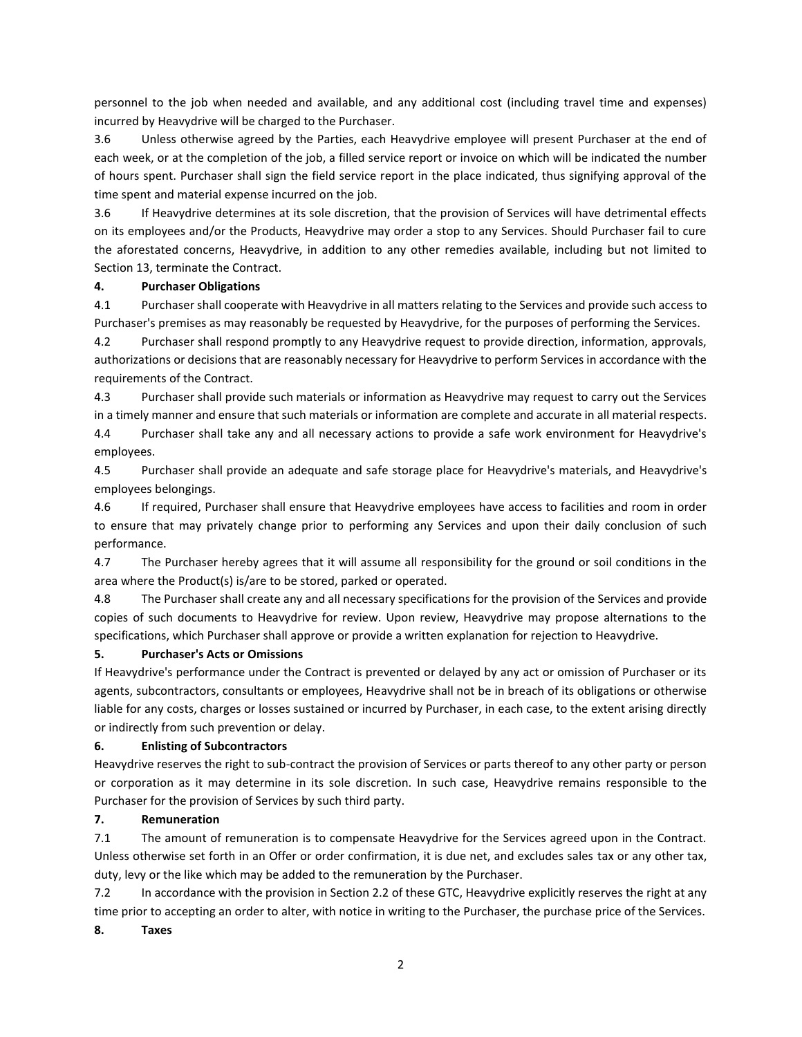personnel to the job when needed and available, and any additional cost (including travel time and expenses) incurred by Heavydrive will be charged to the Purchaser.

3.6 Unless otherwise agreed by the Parties, each Heavydrive employee will present Purchaser at the end of each week, or at the completion of the job, a filled service report or invoice on which will be indicated the number of hours spent. Purchaser shall sign the field service report in the place indicated, thus signifying approval of the time spent and material expense incurred on the job.

3.6 If Heavydrive determines at its sole discretion, that the provision of Services will have detrimental effects on its employees and/or the Products, Heavydrive may order a stop to any Services. Should Purchaser fail to cure the aforestated concerns, Heavydrive, in addition to any other remedies available, including but not limited to Section 13, terminate the Contract.

**4. Purchaser Obligations**

4.1 Purchaser shall cooperate with Heavydrive in all matters relating to the Services and provide such access to Purchaser's premises as may reasonably be requested by Heavydrive, for the purposes of performing the Services.

4.2 Purchaser shall respond promptly to any Heavydrive request to provide direction, information, approvals, authorizations or decisions that are reasonably necessary for Heavydrive to perform Services in accordance with the requirements of the Contract.

4.3 Purchaser shall provide such materials or information as Heavydrive may request to carry out the Services in a timely manner and ensure that such materials or information are complete and accurate in all material respects.

4.4 Purchaser shall take any and all necessary actions to provide a safe work environment for Heavydrive's employees.

4.5 Purchaser shall provide an adequate and safe storage place for Heavydrive's materials, and Heavydrive's employees belongings.

4.6 If required, Purchaser shall ensure that Heavydrive employees have access to facilities and room in order to ensure that may privately change prior to performing any Services and upon their daily conclusion of such performance.

4.7 The Purchaser hereby agrees that it will assume all responsibility for the ground or soil conditions in the area where the Product(s) is/are to be stored, parked or operated.

4.8 The Purchaser shall create any and all necessary specifications for the provision of the Services and provide copies of such documents to Heavydrive for review. Upon review, Heavydrive may propose alternations to the specifications, which Purchaser shall approve or provide a written explanation for rejection to Heavydrive.

**5. Purchaser's Acts or Omissions**

If Heavydrive's performance under the Contract is prevented or delayed by any act or omission of Purchaser or its agents, subcontractors, consultants or employees, Heavydrive shall not be in breach of its obligations or otherwise liable for any costs, charges or losses sustained or incurred by Purchaser, in each case, to the extent arising directly or indirectly from such prevention or delay.

**6. Enlisting of Subcontractors**

Heavydrive reserves the right to sub-contract the provision of Services or parts thereof to any other party or person or corporation as it may determine in its sole discretion. In such case, Heavydrive remains responsible to the Purchaser for the provision of Services by such third party.

**7. Remuneration**

7.1 The amount of remuneration is to compensate Heavydrive for the Services agreed upon in the Contract. Unless otherwise set forth in an Offer or order confirmation, it is due net, and excludes sales tax or any other tax, duty, levy or the like which may be added to the remuneration by the Purchaser.

7.2 In accordance with the provision in Section 2.2 of these GTC, Heavydrive explicitly reserves the right at any time prior to accepting an order to alter, with notice in writing to the Purchaser, the purchase price of the Services.

**8. Taxes**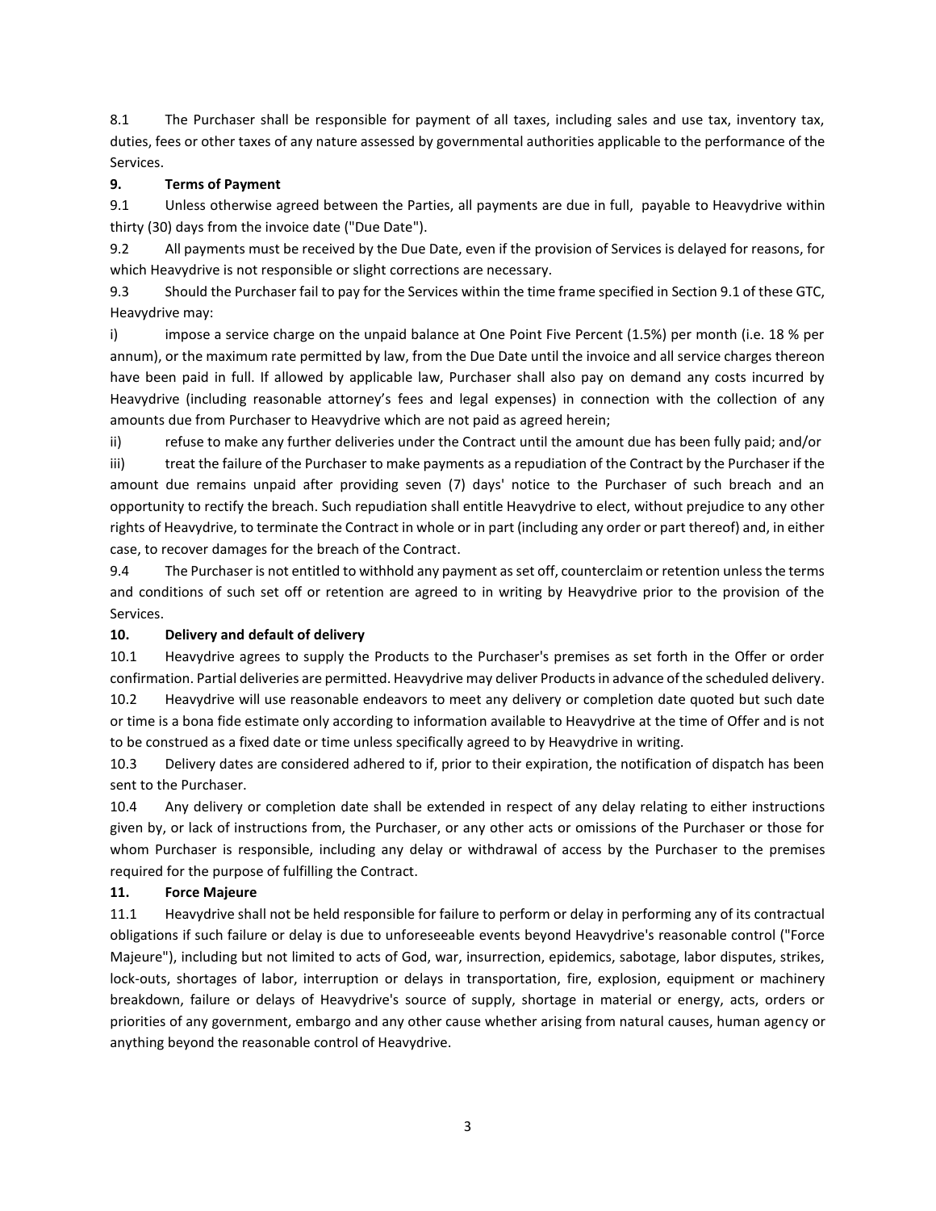8.1 The Purchaser shall be responsible for payment of all taxes, including sales and use tax, inventory tax, duties, fees or other taxes of any nature assessed by governmental authorities applicable to the performance of the Services.

**9. Terms of Payment**

9.1 Unless otherwise agreed between the Parties, all payments are due in full, payable to Heavydrive within thirty (30) days from the invoice date ("Due Date").

9.2 All payments must be received by the Due Date, even if the provision of Services is delayed for reasons, for which Heavydrive is not responsible or slight corrections are necessary.

9.3 Should the Purchaser fail to pay for the Services within the time frame specified in Section 9.1 of these GTC, Heavydrive may:

i) impose a service charge on the unpaid balance at One Point Five Percent (1.5%) per month (i.e. 18 % per annum), or the maximum rate permitted by law, from the Due Date until the invoice and all service charges thereon have been paid in full. If allowed by applicable law, Purchaser shall also pay on demand any costs incurred by Heavydrive (including reasonable attorney's fees and legal expenses) in connection with the collection of any amounts due from Purchaser to Heavydrive which are not paid as agreed herein;

ii) refuse to make any further deliveries under the Contract until the amount due has been fully paid; and/or

iii) treat the failure of the Purchaser to make payments as a repudiation of the Contract by the Purchaser if the amount due remains unpaid after providing seven (7) days' notice to the Purchaser of such breach and an opportunity to rectify the breach. Such repudiation shall entitle Heavydrive to elect, without prejudice to any other rights of Heavydrive, to terminate the Contract in whole or in part (including any order or part thereof) and, in either case, to recover damages for the breach of the Contract.

9.4 The Purchaser is not entitled to withhold any payment as set off, counterclaim or retention unless the terms and conditions of such set off or retention are agreed to in writing by Heavydrive prior to the provision of the Services.

**10. Delivery and default of delivery**

10.1 Heavydrive agrees to supply the Products to the Purchaser's premises as set forth in the Offer or order confirmation. Partial deliveries are permitted. Heavydrive may deliver Products in advance of the scheduled delivery.

10.2 Heavydrive will use reasonable endeavors to meet any delivery or completion date quoted but such date or time is a bona fide estimate only according to information available to Heavydrive at the time of Offer and is not to be construed as a fixed date or time unless specifically agreed to by Heavydrive in writing.

10.3 Delivery dates are considered adhered to if, prior to their expiration, the notification of dispatch has been sent to the Purchaser.

10.4 Any delivery or completion date shall be extended in respect of any delay relating to either instructions given by, or lack of instructions from, the Purchaser, or any other acts or omissions of the Purchaser or those for whom Purchaser is responsible, including any delay or withdrawal of access by the Purchaser to the premises required for the purpose of fulfilling the Contract.

**11. Force Majeure**

11.1 Heavydrive shall not be held responsible for failure to perform or delay in performing any of its contractual obligations if such failure or delay is due to unforeseeable events beyond Heavydrive's reasonable control ("Force Majeure"), including but not limited to acts of God, war, insurrection, epidemics, sabotage, labor disputes, strikes, lock-outs, shortages of labor, interruption or delays in transportation, fire, explosion, equipment or machinery breakdown, failure or delays of Heavydrive's source of supply, shortage in material or energy, acts, orders or priorities of any government, embargo and any other cause whether arising from natural causes, human agency or anything beyond the reasonable control of Heavydrive.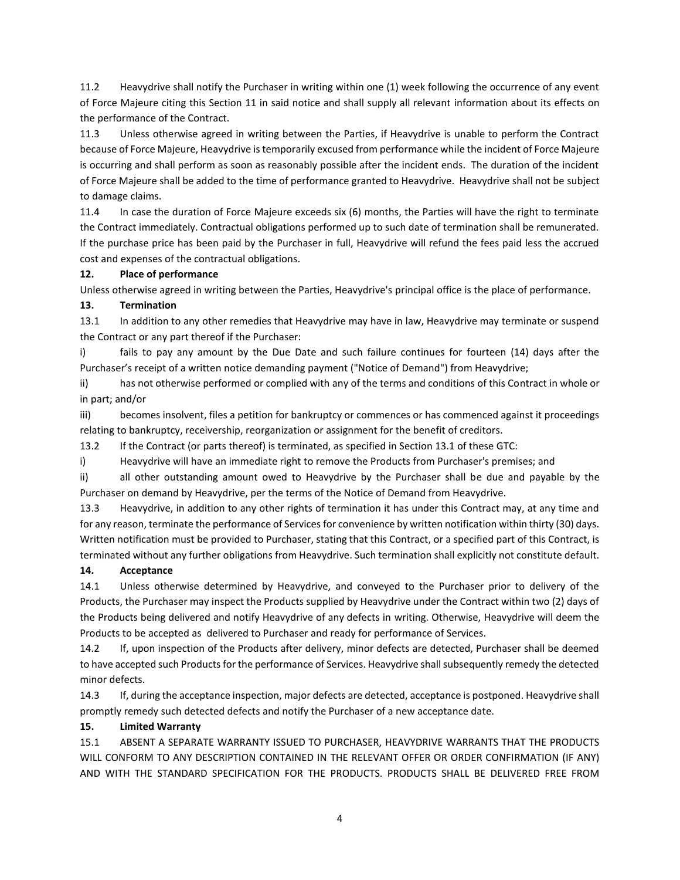11.2 Heavydrive shall notify the Purchaser in writing within one (1) week following the occurrence of any event of Force Majeure citing this Section 11 in said notice and shall supply all relevant information about its effects on the performance of the Contract.

11.3 Unless otherwise agreed in writing between the Parties, if Heavydrive is unable to perform the Contract because of Force Majeure, Heavydrive is temporarily excused from performance while the incident of Force Majeure is occurring and shall perform as soon as reasonably possible after the incident ends. The duration of the incident of Force Majeure shall be added to the time of performance granted to Heavydrive. Heavydrive shall not be subject to damage claims.

11.4 In case the duration of Force Majeure exceeds six (6) months, the Parties will have the right to terminate the Contract immediately. Contractual obligations performed up to such date of termination shall be remunerated. If the purchase price has been paid by the Purchaser in full, Heavydrive will refund the fees paid less the accrued cost and expenses of the contractual obligations.

**12. Place of performance**

Unless otherwise agreed in writing between the Parties, Heavydrive's principal office is the place of performance.

**13. Termination**

13.1 In addition to any other remedies that Heavydrive may have in law, Heavydrive may terminate or suspend the Contract or any part thereof if the Purchaser:

i) fails to pay any amount by the Due Date and such failure continues for fourteen (14) days after the Purchaser's receipt of a written notice demanding payment ("Notice of Demand") from Heavydrive;

ii) has not otherwise performed or complied with any of the terms and conditions of this Contract in whole or in part; and/or

iii) becomes insolvent, files a petition for bankruptcy or commences or has commenced against it proceedings relating to bankruptcy, receivership, reorganization or assignment for the benefit of creditors.

13.2 If the Contract (or parts thereof) is terminated, as specified in Section 13.1 of these GTC:

i) Heavydrive will have an immediate right to remove the Products from Purchaser's premises; and

ii) all other outstanding amount owed to Heavydrive by the Purchaser shall be due and payable by the Purchaser on demand by Heavydrive, per the terms of the Notice of Demand from Heavydrive.

13.3 Heavydrive, in addition to any other rights of termination it has under this Contract may, at any time and for any reason, terminate the performance of Services for convenience by written notification within thirty (30) days. Written notification must be provided to Purchaser, stating that this Contract, or a specified part of this Contract, is terminated without any further obligations from Heavydrive. Such termination shall explicitly not constitute default.

**14. Acceptance**

14.1 Unless otherwise determined by Heavydrive, and conveyed to the Purchaser prior to delivery of the Products, the Purchaser may inspect the Products supplied by Heavydrive under the Contract within two (2) days of the Products being delivered and notify Heavydrive of any defects in writing. Otherwise, Heavydrive will deem the Products to be accepted as delivered to Purchaser and ready for performance of Services.

14.2 If, upon inspection of the Products after delivery, minor defects are detected, Purchaser shall be deemed to have accepted such Products for the performance of Services. Heavydrive shall subsequently remedy the detected minor defects.

14.3 If, during the acceptance inspection, major defects are detected, acceptance is postponed. Heavydrive shall promptly remedy such detected defects and notify the Purchaser of a new acceptance date.

**15. Limited Warranty**

15.1 ABSENT A SEPARATE WARRANTY ISSUED TO PURCHASER, HEAVYDRIVE WARRANTS THAT THE PRODUCTS WILL CONFORM TO ANY DESCRIPTION CONTAINED IN THE RELEVANT OFFER OR ORDER CONFIRMATION (IF ANY) AND WITH THE STANDARD SPECIFICATION FOR THE PRODUCTS. PRODUCTS SHALL BE DELIVERED FREE FROM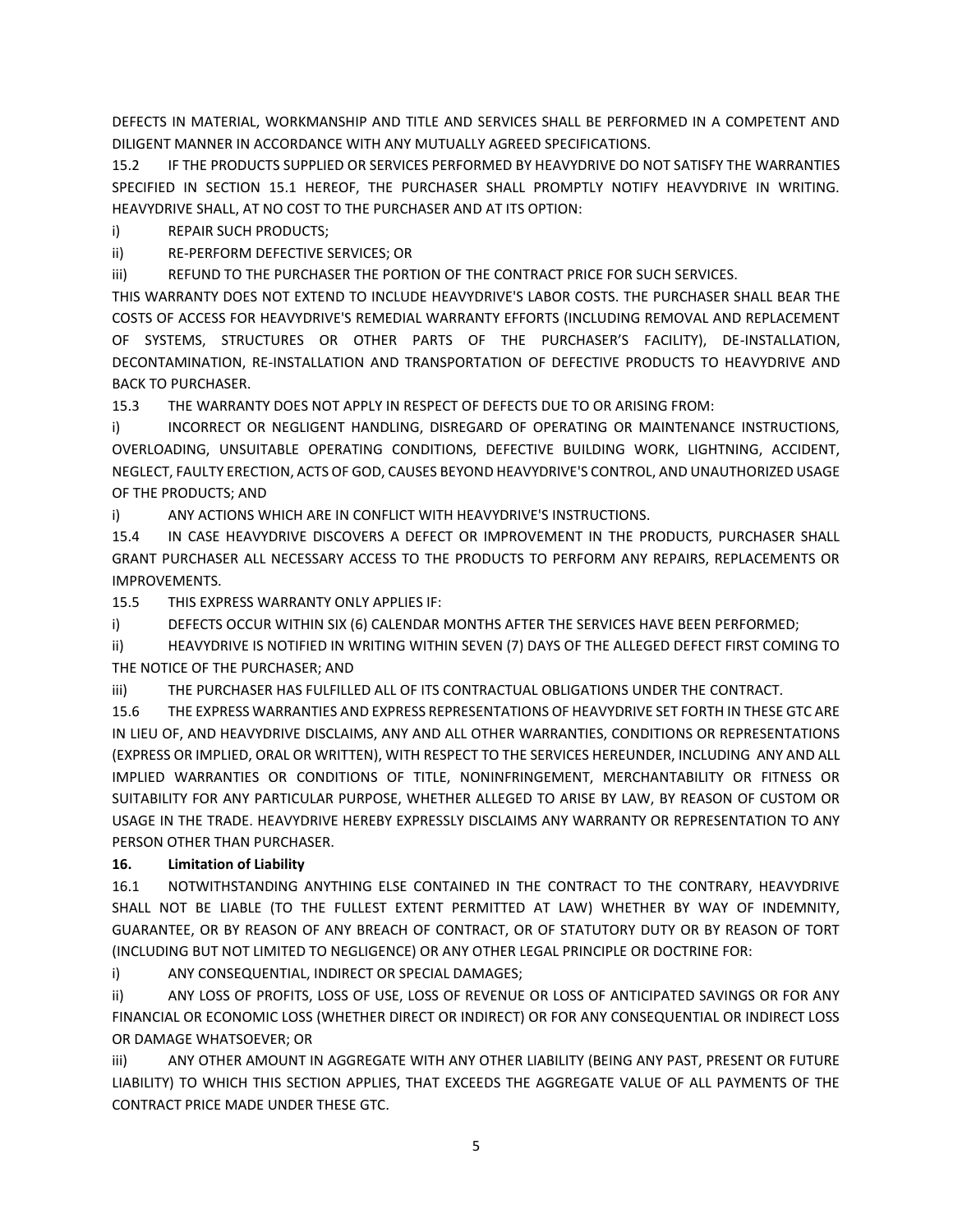DEFECTS IN MATERIAL, WORKMANSHIP AND TITLE AND SERVICES SHALL BE PERFORMED IN A COMPETENT AND DILIGENT MANNER IN ACCORDANCE WITH ANY MUTUALLY AGREED SPECIFICATIONS.

15.2 IF THE PRODUCTS SUPPLIED OR SERVICES PERFORMED BY HEAVYDRIVE DO NOT SATISFY THE WARRANTIES SPECIFIED IN SECTION 15.1 HEREOF, THE PURCHASER SHALL PROMPTLY NOTIFY HEAVYDRIVE IN WRITING. HEAVYDRIVE SHALL, AT NO COST TO THE PURCHASER AND AT ITS OPTION:

i) REPAIR SUCH PRODUCTS;

ii) RE-PERFORM DEFECTIVE SERVICES; OR

iii) REFUND TO THE PURCHASER THE PORTION OF THE CONTRACT PRICE FOR SUCH SERVICES.

THIS WARRANTY DOES NOT EXTEND TO INCLUDE HEAVYDRIVE'S LABOR COSTS. THE PURCHASER SHALL BEAR THE COSTS OF ACCESS FOR HEAVYDRIVE'S REMEDIAL WARRANTY EFFORTS (INCLUDING REMOVAL AND REPLACEMENT OF SYSTEMS, STRUCTURES OR OTHER PARTS OF THE PURCHASER'S FACILITY), DE-INSTALLATION, DECONTAMINATION, RE-INSTALLATION AND TRANSPORTATION OF DEFECTIVE PRODUCTS TO HEAVYDRIVE AND BACK TO PURCHASER.

15.3 THE WARRANTY DOES NOT APPLY IN RESPECT OF DEFECTS DUE TO OR ARISING FROM:

i) INCORRECT OR NEGLIGENT HANDLING, DISREGARD OF OPERATING OR MAINTENANCE INSTRUCTIONS, OVERLOADING, UNSUITABLE OPERATING CONDITIONS, DEFECTIVE BUILDING WORK, LIGHTNING, ACCIDENT, NEGLECT, FAULTY ERECTION, ACTS OF GOD, CAUSES BEYOND HEAVYDRIVE'S CONTROL, AND UNAUTHORIZED USAGE OF THE PRODUCTS; AND

i) ANY ACTIONS WHICH ARE IN CONFLICT WITH HEAVYDRIVE'S INSTRUCTIONS.

15.4 IN CASE HEAVYDRIVE DISCOVERS A DEFECT OR IMPROVEMENT IN THE PRODUCTS, PURCHASER SHALL GRANT PURCHASER ALL NECESSARY ACCESS TO THE PRODUCTS TO PERFORM ANY REPAIRS, REPLACEMENTS OR IMPROVEMENTS.

15.5 THIS EXPRESS WARRANTY ONLY APPLIES IF:

i) DEFECTS OCCUR WITHIN SIX (6) CALENDAR MONTHS AFTER THE SERVICES HAVE BEEN PERFORMED;

ii) HEAVYDRIVE IS NOTIFIED IN WRITING WITHIN SEVEN (7) DAYS OF THE ALLEGED DEFECT FIRST COMING TO THE NOTICE OF THE PURCHASER; AND

iii) THE PURCHASER HAS FULFILLED ALL OF ITS CONTRACTUAL OBLIGATIONS UNDER THE CONTRACT.

15.6 THE EXPRESS WARRANTIES AND EXPRESS REPRESENTATIONS OF HEAVYDRIVE SET FORTH IN THESE GTC ARE IN LIEU OF, AND HEAVYDRIVE DISCLAIMS, ANY AND ALL OTHER WARRANTIES, CONDITIONS OR REPRESENTATIONS (EXPRESS OR IMPLIED, ORAL OR WRITTEN), WITH RESPECT TO THE SERVICES HEREUNDER, INCLUDING ANY AND ALL IMPLIED WARRANTIES OR CONDITIONS OF TITLE, NONINFRINGEMENT, MERCHANTABILITY OR FITNESS OR SUITABILITY FOR ANY PARTICULAR PURPOSE, WHETHER ALLEGED TO ARISE BY LAW, BY REASON OF CUSTOM OR USAGE IN THE TRADE. HEAVYDRIVE HEREBY EXPRESSLY DISCLAIMS ANY WARRANTY OR REPRESENTATION TO ANY PERSON OTHER THAN PURCHASER.

**16. Limitation of Liability**

16.1 NOTWITHSTANDING ANYTHING ELSE CONTAINED IN THE CONTRACT TO THE CONTRARY, HEAVYDRIVE SHALL NOT BE LIABLE (TO THE FULLEST EXTENT PERMITTED AT LAW) WHETHER BY WAY OF INDEMNITY, GUARANTEE, OR BY REASON OF ANY BREACH OF CONTRACT, OR OF STATUTORY DUTY OR BY REASON OF TORT (INCLUDING BUT NOT LIMITED TO NEGLIGENCE) OR ANY OTHER LEGAL PRINCIPLE OR DOCTRINE FOR:

i) ANY CONSEQUENTIAL, INDIRECT OR SPECIAL DAMAGES;

ii) ANY LOSS OF PROFITS, LOSS OF USE, LOSS OF REVENUE OR LOSS OF ANTICIPATED SAVINGS OR FOR ANY FINANCIAL OR ECONOMIC LOSS (WHETHER DIRECT OR INDIRECT) OR FOR ANY CONSEQUENTIAL OR INDIRECT LOSS OR DAMAGE WHATSOEVER; OR

iii) ANY OTHER AMOUNT IN AGGREGATE WITH ANY OTHER LIABILITY (BEING ANY PAST, PRESENT OR FUTURE LIABILITY) TO WHICH THIS SECTION APPLIES, THAT EXCEEDS THE AGGREGATE VALUE OF ALL PAYMENTS OF THE CONTRACT PRICE MADE UNDER THESE GTC.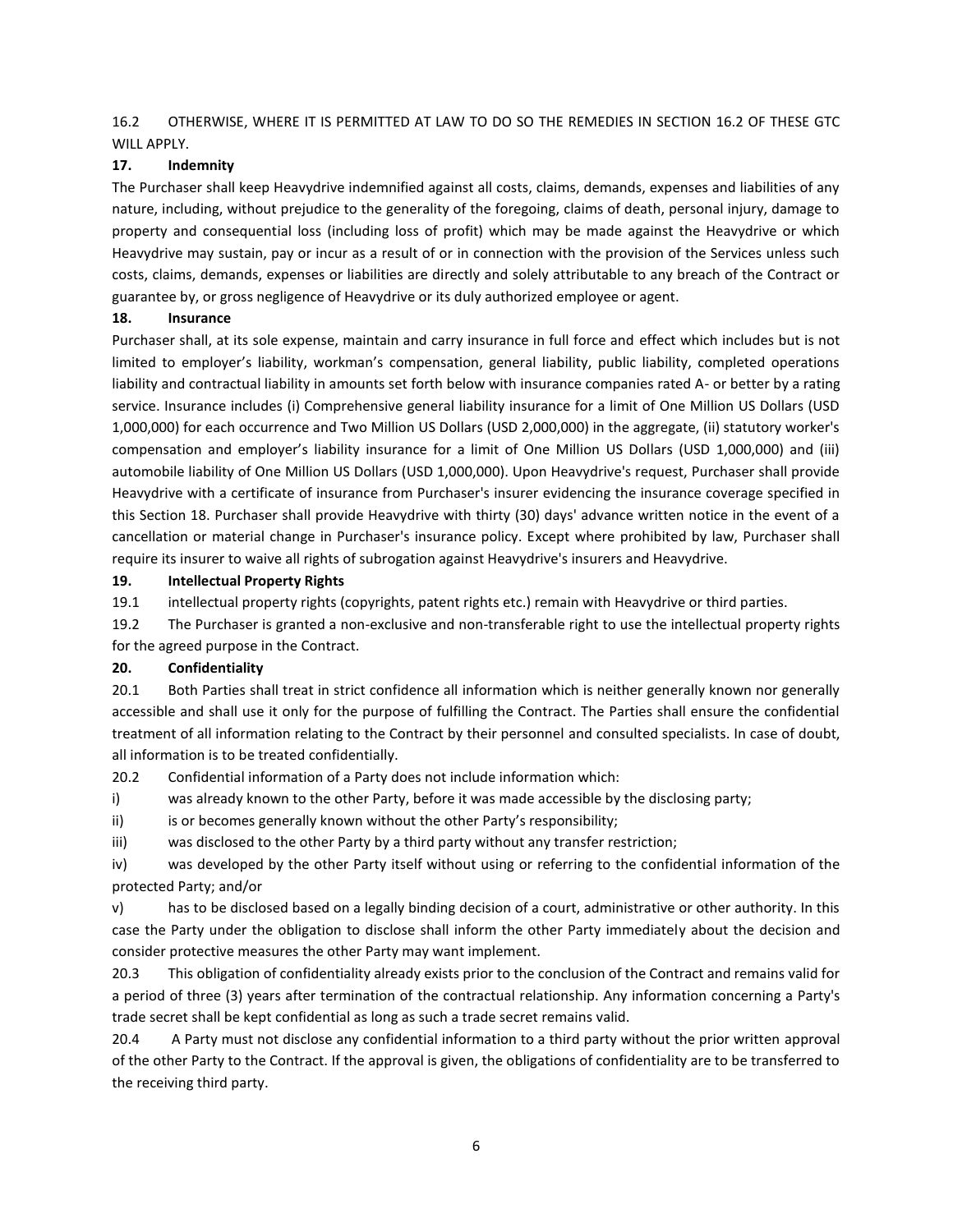16.2 OTHERWISE, WHERE IT IS PERMITTED AT LAW TO DO SO THE REMEDIES IN SECTION 16.2 OF THESE GTC WILL APPLY.

## 17. Indemnity

The Purchaser shall keep Heavydrive indemnified against all costs, claims, demands, expenses and liabilities of any nature, including, without prejudice to the generality of the foregoing, claims of death, personal injury, damage to property and consequential loss (including loss of profit) which may be made against the Heavydrive or which Heavydrive may sustain, pay or incur as a result of or in connection with the provision of the Services unless such costs, claims, demands, expenses or liabilities are directly and solely attributable to any breach of the Contract or guarantee by, or gross negligence of Heavydrive or its duly authorized employee or agent.

## 18. Insurance

Purchaser shall, at its sole expense, maintain and carry insurance in full force and effect which includes but is not limited to employer's liability, workman's compensation, general liability, public liability, completed operations liability and contractual liability in amounts set forth below with insurance companies rated A- or better by a rating service. Insurance includes (i) Comprehensive general liability insurance for a limit of One Million US Dollars (USD 1,000,000) for each occurrence and Two Million US Dollars (USD 2,000,000) in the aggregate, (ii) statutory worker's compensation and employer's liability insurance for a limit of One Million US Dollars (USD 1,000,000) and (iii) automobile liability of One Million US Dollars (USD 1,000,000). Upon Heavydrive's request, Purchaser shall provide Heavydrive with a certificate of insurance from Purchaser's insurer evidencing the insurance coverage specified in this Section 18. Purchaser shall provide Heavydrive with thirty (30) days' advance written notice in the event of a cancellation or material change in Purchaser's insurance policy. Except where prohibited by law, Purchaser shall require its insurer to waive all rights of subrogation against Heavydrive's insurers and Heavydrive.

## 19. Intellectual Property Rights

19.1 intellectual property rights (copyrights, patent rights etc.) remain with Heavydrive or third parties.

19.2 The Purchaser is granted a non-exclusive and non-transferable right to use the intellectual property rights for the agreed purpose in the Contract.

## 20. Confidentiality

20.1 Both Parties shall treat in strict confidence all information which is neither generally known nor generally accessible and shall use it only for the purpose of fulfilling the Contract. The Parties shall ensure the confidential treatment of all information relating to the Contract by their personnel and consulted specialists. In case of doubt, all information is to be treated confidentially.

20.2 Confidential information of a Party does not include information which:

i) was already known to the other Party, before it was made accessible by the disclosing party;

ii) is or becomes generally known without the other Party's responsibility;

iii) was disclosed to the other Party by a third party without any transfer restriction;

iv) was developed by the other Party itself without using or referring to the confidential information of the protected Party; and/or

v) has to be disclosed based on a legally binding decision of a court, administrative or other authority. In this case the Party under the obligation to disclose shall inform the other Party immediately about the decision and consider protective measures the other Party may want implement.

20.3 This obligation of confidentiality already exists prior to the conclusion of the Contract and remains valid for a period of three (3) years after termination of the contractual relationship. Any information concerning a Party's trade secret shall be kept confidential as long as such a trade secret remains valid.

20.4 A Party must not disclose any confidential information to a third party without the prior written approval of the other Party to the Contract. If the approval is given, the obligations of confidentiality are to be transferred to the receiving third party.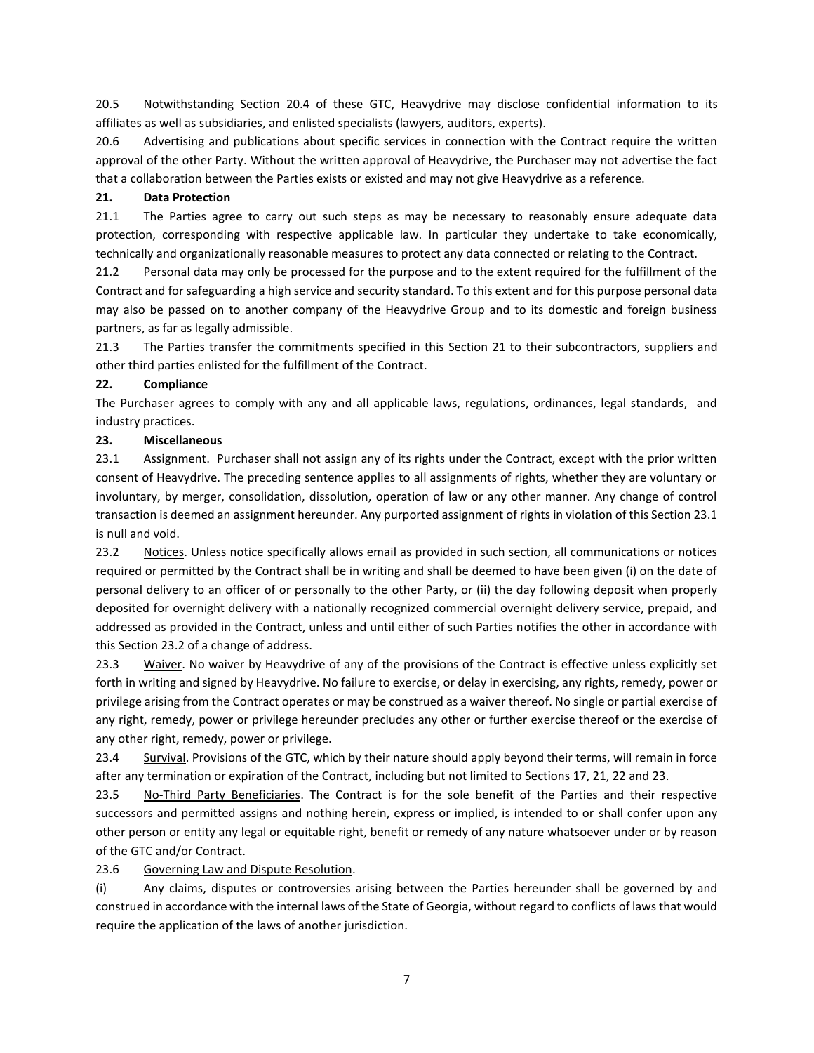20.5 Notwithstanding Section 20.4 of these GTC, Heavydrive may disclose confidential information to its affiliates as well as subsidiaries, and enlisted specialists (lawyers, auditors, experts).

20.6 Advertising and publications about specific services in connection with the Contract require the written approval of the other Party. Without the written approval of Heavydrive, the Purchaser may not advertise the fact that a collaboration between the Parties exists or existed and may not give Heavydrive as a reference.

**21. Data Protection**

21.1 The Parties agree to carry out such steps as may be necessary to reasonably ensure adequate data protection, corresponding with respective applicable law. In particular they undertake to take economically, technically and organizationally reasonable measures to protect any data connected or relating to the Contract.

21.2 Personal data may only be processed for the purpose and to the extent required for the fulfillment of the Contract and for safeguarding a high service and security standard. To this extent and for this purpose personal data may also be passed on to another company of the Heavydrive Group and to its domestic and foreign business partners, as far as legally admissible.

21.3 The Parties transfer the commitments specified in this Section 21 to their subcontractors, suppliers and other third parties enlisted for the fulfillment of the Contract.

**22. Compliance**

The Purchaser agrees to comply with any and all applicable laws, regulations, ordinances, legal standards, and industry practices.

**23. Miscellaneous**

23.1 Assignment. Purchaser shall not assign any of its rights under the Contract, except with the prior written consent of Heavydrive. The preceding sentence applies to all assignments of rights, whether they are voluntary or involuntary, by merger, consolidation, dissolution, operation of law or any other manner. Any change of control transaction is deemed an assignment hereunder. Any purported assignment of rights in violation of this Section 23.1 is null and void.

23.2 Notices. Unless notice specifically allows email as provided in such section, all communications or notices required or permitted by the Contract shall be in writing and shall be deemed to have been given (i) on the date of personal delivery to an officer of or personally to the other Party, or (ii) the day following deposit when properly deposited for overnight delivery with a nationally recognized commercial overnight delivery service, prepaid, and addressed as provided in the Contract, unless and until either of such Parties notifies the other in accordance with this Section 23.2 of a change of address.

23.3 Waiver. No waiver by Heavydrive of any of the provisions of the Contract is effective unless explicitly set forth in writing and signed by Heavydrive. No failure to exercise, or delay in exercising, any rights, remedy, power or privilege arising from the Contract operates or may be construed as a waiver thereof. No single or partial exercise of any right, remedy, power or privilege hereunder precludes any other or further exercise thereof or the exercise of any other right, remedy, power or privilege.

23.4 Survival. Provisions of the GTC, which by their nature should apply beyond their terms, will remain in force after any termination or expiration of the Contract, including but not limited to Sections 17, 21, 22 and 23.

23.5 No-Third Party Beneficiaries. The Contract is for the sole benefit of the Parties and their respective successors and permitted assigns and nothing herein, express or implied, is intended to or shall confer upon any other person or entity any legal or equitable right, benefit or remedy of any nature whatsoever under or by reason of the GTC and/or Contract.

23.6 Governing Law and Dispute Resolution.

(i) Any claims, disputes or controversies arising between the Parties hereunder shall be governed by and construed in accordance with the internal laws of the State of Georgia, without regard to conflicts of laws that would require the application of the laws of another jurisdiction.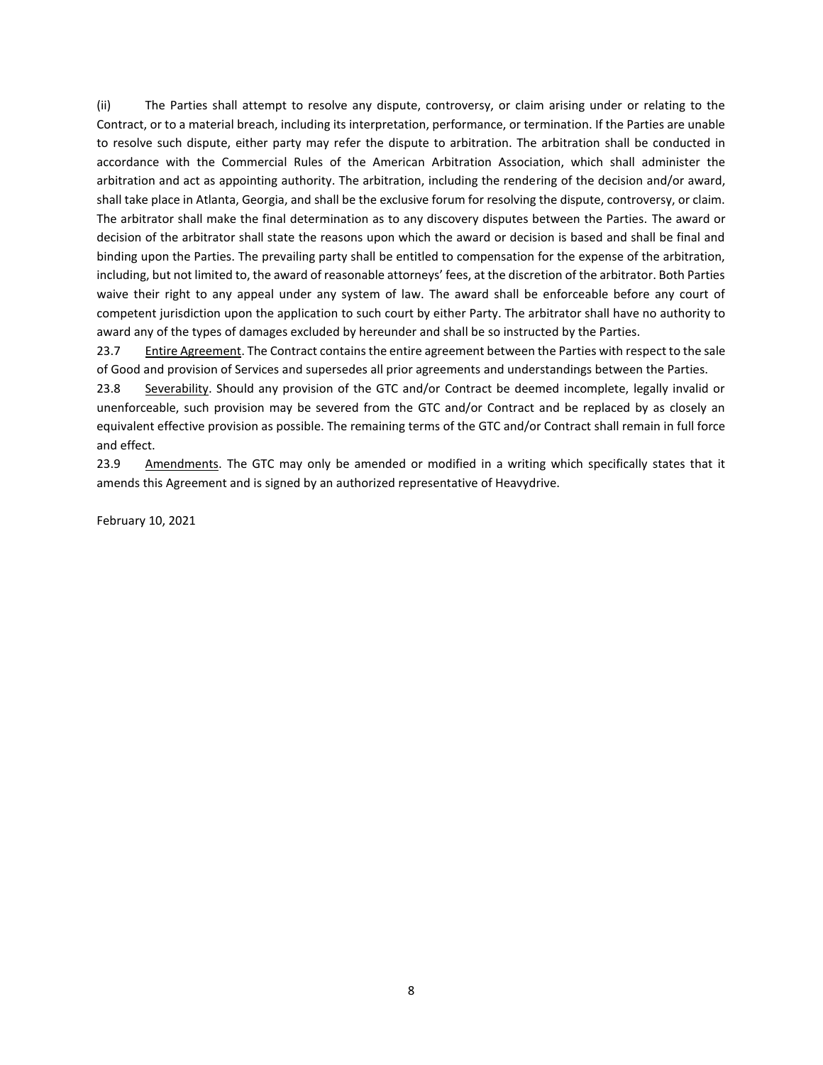(ii) The Parties shall attempt to resolve any dispute, controversy, or claim arising under or relating to the Contract, or to a material breach, including its interpretation, performance, or termination. If the Parties are unable to resolve such dispute, either party may refer the dispute to arbitration. The arbitration shall be conducted in accordance with the Commercial Rules of the American Arbitration Association, which shall administer the arbitration and act as appointing authority. The arbitration, including the rendering of the decision and/or award, shall take place in Atlanta, Georgia, and shall be the exclusive forum for resolving the dispute, controversy, or claim. The arbitrator shall make the final determination as to any discovery disputes between the Parties. The award or decision of the arbitrator shall state the reasons upon which the award or decision is based and shall be final and binding upon the Parties. The prevailing party shall be entitled to compensation for the expense of the arbitration, including, but not limited to, the award of reasonable attorneys' fees, at the discretion of the arbitrator. Both Parties waive their right to any appeal under any system of law. The award shall be enforceable before any court of competent jurisdiction upon the application to such court by either Party. The arbitrator shall have no authority to award any of the types of damages excluded by hereunder and shall be so instructed by the Parties.

23.7 <u>Entire Agreement</u>. The Contract contains the entire agreement between the Parties with respect to the sale of Good and provision of Services and supersedes all prior agreements and understandings between the Parties.

23.8 <u>Severability</u>. Should any provision of the GTC and/or Contract be deemed incomplete, legally invalid or unenforceable, such provision may be severed from the GTC and/or Contract and be replaced by as closely an equivalent effective provision as possible. The remaining terms of the GTC and/or Contract shall remain in full force and effect.

23.9 <u>Amendments</u>. The GTC may only be amended or modified in a writing which specifically states that it amends this Agreement and is signed by an authorized representative of Heavydrive.

February 10, 2021